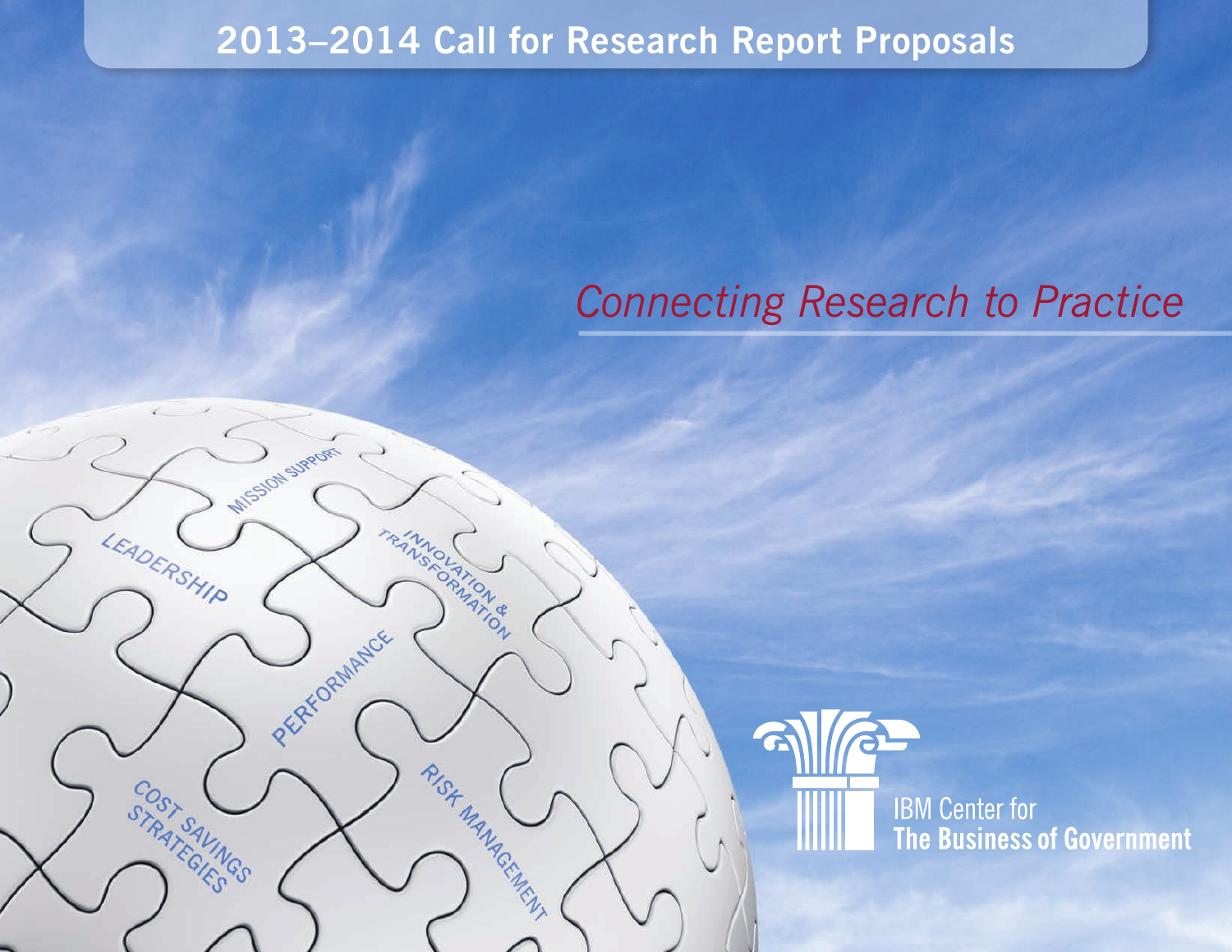# 2013–2014 Call for Research Report Proposals

*Connecting Research to Practice*

MISSION SUPPORT

LEADERSHIP

INNOVATION & TRANSFORMATION

PERFORMANCE

COST SAVINGS STRATEGIES

RISK MANAGEMENT

IBM Center for
**The Business of Government**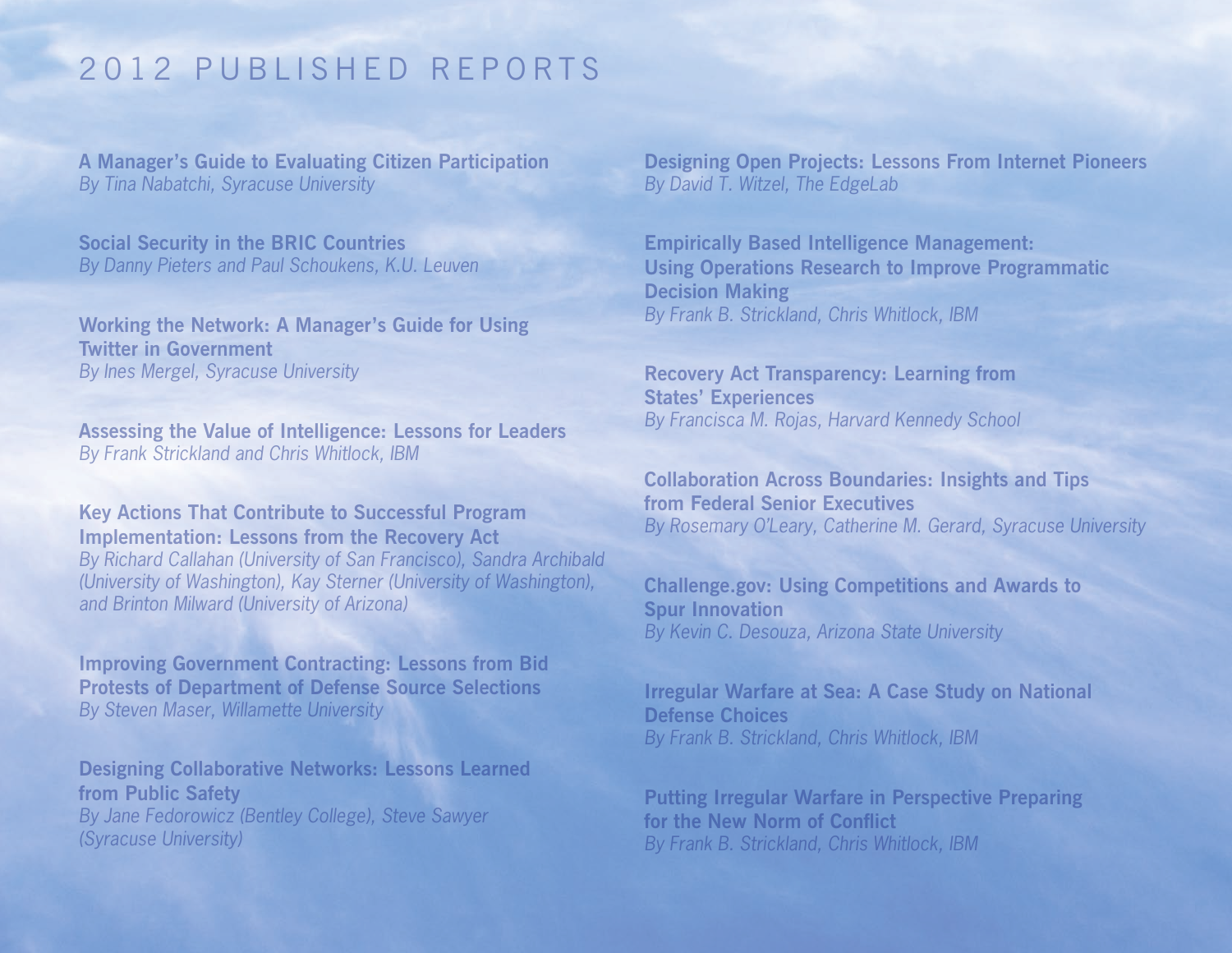# 2012 PUBLISHED REPORTS

**A Manager's Guide to Evaluating Citizen Participation**
*By Tina Nabatchi, Syracuse University*

**Social Security in the BRIC Countries**
*By Danny Pieters and Paul Schoukens, K.U. Leuven*

**Working the Network: A Manager's Guide for Using Twitter in Government**
*By Ines Mergel, Syracuse University*

**Assessing the Value of Intelligence: Lessons for Leaders**
*By Frank Strickland and Chris Whitlock, IBM*

**Key Actions That Contribute to Successful Program Implementation: Lessons from the Recovery Act**
*By Richard Callahan (University of San Francisco), Sandra Archibald (University of Washington), Kay Sterner (University of Washington), and Brinton Milward (University of Arizona)*

**Improving Government Contracting: Lessons from Bid Protests of Department of Defense Source Selections**
*By Steven Maser, Willamette University*

**Designing Collaborative Networks: Lessons Learned from Public Safety**
*By Jane Fedorowicz (Bentley College), Steve Sawyer (Syracuse University)*

**Designing Open Projects: Lessons From Internet Pioneers**
*By David T. Witzel, The EdgeLab*

**Empirically Based Intelligence Management: Using Operations Research to Improve Programmatic Decision Making**
*By Frank B. Strickland, Chris Whitlock, IBM*

**Recovery Act Transparency: Learning from States' Experiences**
*By Francisca M. Rojas, Harvard Kennedy School*

**Collaboration Across Boundaries: Insights and Tips from Federal Senior Executives**
*By Rosemary O'Leary, Catherine M. Gerard, Syracuse University*

**Challenge.gov: Using Competitions and Awards to Spur Innovation**
*By Kevin C. Desouza, Arizona State University*

**Irregular Warfare at Sea: A Case Study on National Defense Choices**
*By Frank B. Strickland, Chris Whitlock, IBM*

**Putting Irregular Warfare in Perspective Preparing for the New Norm of Conflict**
*By Frank B. Strickland, Chris Whitlock, IBM*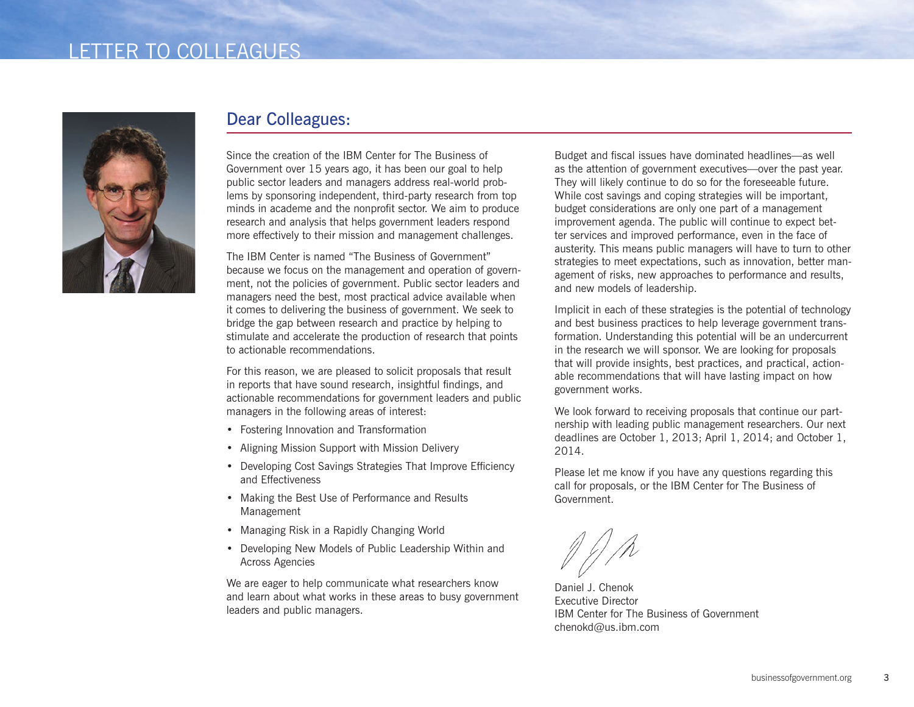# LETTER TO COLLEAGUES

## Dear Colleagues:

Since the creation of the IBM Center for The Business of Government over 15 years ago, it has been our goal to help public sector leaders and managers address real-world problems by sponsoring independent, third-party research from top minds in academe and the nonprofit sector. We aim to produce research and analysis that helps government leaders respond more effectively to their mission and management challenges.

The IBM Center is named "The Business of Government" because we focus on the management and operation of government, not the policies of government. Public sector leaders and managers need the best, most practical advice available when it comes to delivering the business of government. We seek to bridge the gap between research and practice by helping to stimulate and accelerate the production of research that points to actionable recommendations.

For this reason, we are pleased to solicit proposals that result in reports that have sound research, insightful findings, and actionable recommendations for government leaders and public managers in the following areas of interest:

- Fostering Innovation and Transformation
- Aligning Mission Support with Mission Delivery
- Developing Cost Savings Strategies That Improve Efficiency and Effectiveness
- Making the Best Use of Performance and Results Management
- Managing Risk in a Rapidly Changing World
- Developing New Models of Public Leadership Within and Across Agencies

We are eager to help communicate what researchers know and learn about what works in these areas to busy government leaders and public managers.

Budget and fiscal issues have dominated headlines—as well as the attention of government executives—over the past year. They will likely continue to do so for the foreseeable future. While cost savings and coping strategies will be important, budget considerations are only one part of a management improvement agenda. The public will continue to expect better services and improved performance, even in the face of austerity. This means public managers will have to turn to other strategies to meet expectations, such as innovation, better management of risks, new approaches to performance and results, and new models of leadership.

Implicit in each of these strategies is the potential of technology and best business practices to help leverage government transformation. Understanding this potential will be an undercurrent in the research we will sponsor. We are looking for proposals that will provide insights, best practices, and practical, actionable recommendations that will have lasting impact on how government works.

We look forward to receiving proposals that continue our partnership with leading public management researchers. Our next deadlines are October 1, 2013; April 1, 2014; and October 1, 2014.

Please let me know if you have any questions regarding this call for proposals, or the IBM Center for The Business of Government.

Daniel J. Chenok
Executive Director
IBM Center for The Business of Government
chenokd@us.ibm.com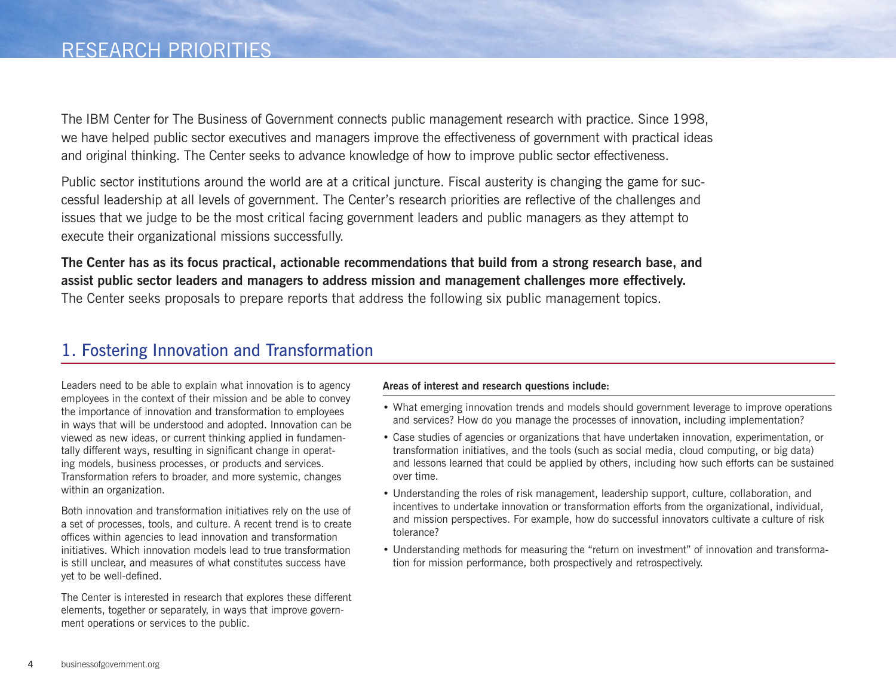# RESEARCH PRIORITIES

The IBM Center for The Business of Government connects public management research with practice. Since 1998, we have helped public sector executives and managers improve the effectiveness of government with practical ideas and original thinking. The Center seeks to advance knowledge of how to improve public sector effectiveness.

Public sector institutions around the world are at a critical juncture. Fiscal austerity is changing the game for successful leadership at all levels of government. The Center's research priorities are reflective of the challenges and issues that we judge to be the most critical facing government leaders and public managers as they attempt to execute their organizational missions successfully.

**The Center has as its focus practical, actionable recommendations that build from a strong research base, and assist public sector leaders and managers to address mission and management challenges more effectively.** The Center seeks proposals to prepare reports that address the following six public management topics.

## 1. Fostering Innovation and Transformation

Leaders need to be able to explain what innovation is to agency employees in the context of their mission and be able to convey the importance of innovation and transformation to employees in ways that will be understood and adopted. Innovation can be viewed as new ideas, or current thinking applied in fundamentally different ways, resulting in significant change in operating models, business processes, or products and services. Transformation refers to broader, and more systemic, changes within an organization.

Both innovation and transformation initiatives rely on the use of a set of processes, tools, and culture. A recent trend is to create offices within agencies to lead innovation and transformation initiatives. Which innovation models lead to true transformation is still unclear, and measures of what constitutes success have yet to be well-defined.

The Center is interested in research that explores these different elements, together or separately, in ways that improve government operations or services to the public.

**Areas of interest and research questions include:**

- What emerging innovation trends and models should government leverage to improve operations and services? How do you manage the processes of innovation, including implementation?
- Case studies of agencies or organizations that have undertaken innovation, experimentation, or transformation initiatives, and the tools (such as social media, cloud computing, or big data) and lessons learned that could be applied by others, including how such efforts can be sustained over time.
- Understanding the roles of risk management, leadership support, culture, collaboration, and incentives to undertake innovation or transformation efforts from the organizational, individual, and mission perspectives. For example, how do successful innovators cultivate a culture of risk tolerance?
- Understanding methods for measuring the "return on investment" of innovation and transformation for mission performance, both prospectively and retrospectively.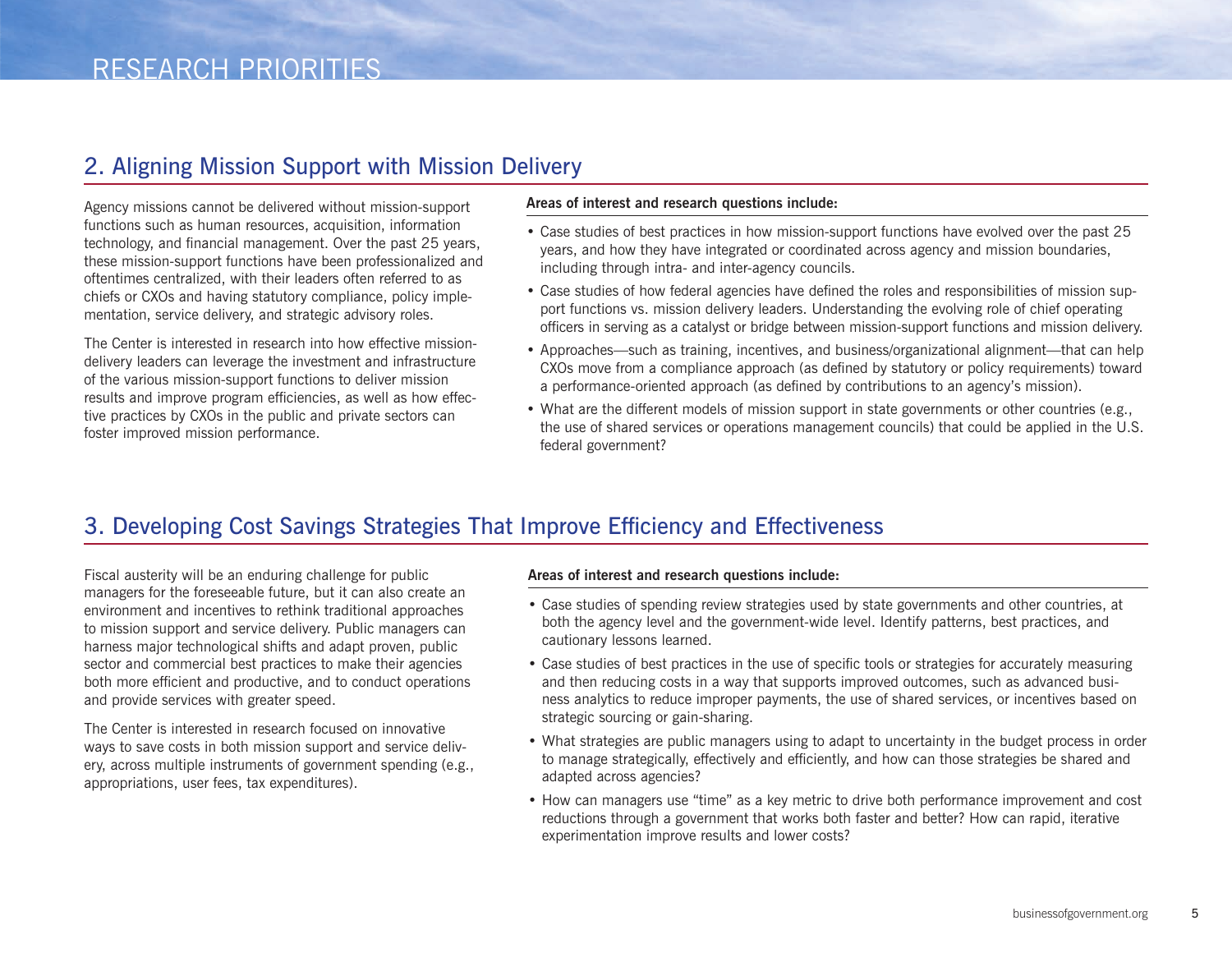# RESEARCH PRIORITIES

## 2. Aligning Mission Support with Mission Delivery

Agency missions cannot be delivered without mission-support functions such as human resources, acquisition, information technology, and financial management. Over the past 25 years, these mission-support functions have been professionalized and oftentimes centralized, with their leaders often referred to as chiefs or CXOs and having statutory compliance, policy implementation, service delivery, and strategic advisory roles.

The Center is interested in research into how effective mission-delivery leaders can leverage the investment and infrastructure of the various mission-support functions to deliver mission results and improve program efficiencies, as well as how effective practices by CXOs in the public and private sectors can foster improved mission performance.

**Areas of interest and research questions include:**

- Case studies of best practices in how mission-support functions have evolved over the past 25 years, and how they have integrated or coordinated across agency and mission boundaries, including through intra- and inter-agency councils.
- Case studies of how federal agencies have defined the roles and responsibilities of mission support functions vs. mission delivery leaders. Understanding the evolving role of chief operating officers in serving as a catalyst or bridge between mission-support functions and mission delivery.
- Approaches—such as training, incentives, and business/organizational alignment—that can help CXOs move from a compliance approach (as defined by statutory or policy requirements) toward a performance-oriented approach (as defined by contributions to an agency's mission).
- What are the different models of mission support in state governments or other countries (e.g., the use of shared services or operations management councils) that could be applied in the U.S. federal government?

## 3. Developing Cost Savings Strategies That Improve Efficiency and Effectiveness

Fiscal austerity will be an enduring challenge for public managers for the foreseeable future, but it can also create an environment and incentives to rethink traditional approaches to mission support and service delivery. Public managers can harness major technological shifts and adapt proven, public sector and commercial best practices to make their agencies both more efficient and productive, and to conduct operations and provide services with greater speed.

The Center is interested in research focused on innovative ways to save costs in both mission support and service delivery, across multiple instruments of government spending (e.g., appropriations, user fees, tax expenditures).

**Areas of interest and research questions include:**

- Case studies of spending review strategies used by state governments and other countries, at both the agency level and the government-wide level. Identify patterns, best practices, and cautionary lessons learned.
- Case studies of best practices in the use of specific tools or strategies for accurately measuring and then reducing costs in a way that supports improved outcomes, such as advanced business analytics to reduce improper payments, the use of shared services, or incentives based on strategic sourcing or gain-sharing.
- What strategies are public managers using to adapt to uncertainty in the budget process in order to manage strategically, effectively and efficiently, and how can those strategies be shared and adapted across agencies?
- How can managers use "time" as a key metric to drive both performance improvement and cost reductions through a government that works both faster and better? How can rapid, iterative experimentation improve results and lower costs?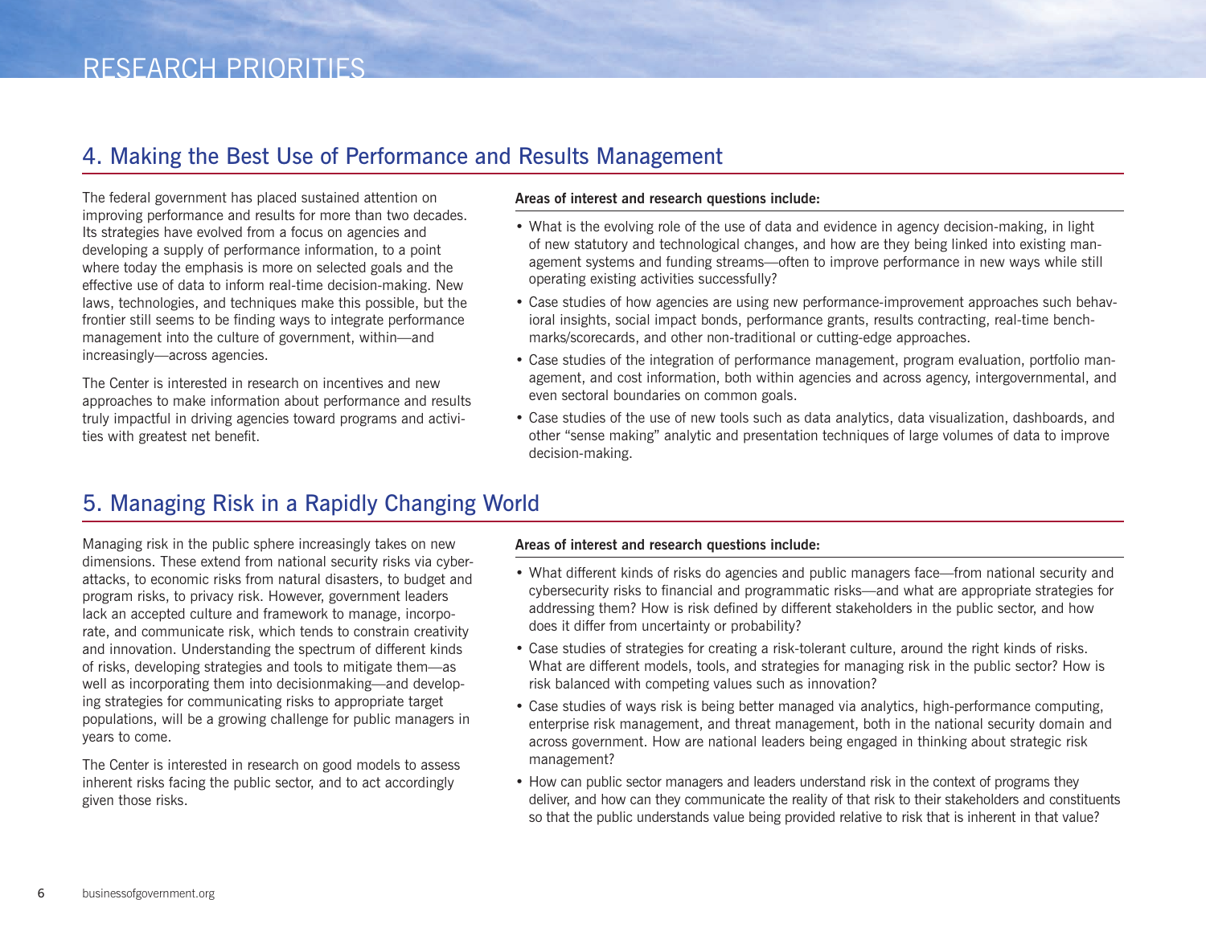## 4. Making the Best Use of Performance and Results Management

The federal government has placed sustained attention on improving performance and results for more than two decades. Its strategies have evolved from a focus on agencies and developing a supply of performance information, to a point where today the emphasis is more on selected goals and the effective use of data to inform real-time decision-making. New laws, technologies, and techniques make this possible, but the frontier still seems to be finding ways to integrate performance management into the culture of government, within—and increasingly—across agencies.

The Center is interested in research on incentives and new approaches to make information about performance and results truly impactful in driving agencies toward programs and activities with greatest net benefit.

**Areas of interest and research questions include:**

- What is the evolving role of the use of data and evidence in agency decision-making, in light of new statutory and technological changes, and how are they being linked into existing management systems and funding streams—often to improve performance in new ways while still operating existing activities successfully?
- Case studies of how agencies are using new performance-improvement approaches such behavioral insights, social impact bonds, performance grants, results contracting, real-time benchmarks/scorecards, and other non-traditional or cutting-edge approaches.
- Case studies of the integration of performance management, program evaluation, portfolio management, and cost information, both within agencies and across agency, intergovernmental, and even sectoral boundaries on common goals.
- Case studies of the use of new tools such as data analytics, data visualization, dashboards, and other "sense making" analytic and presentation techniques of large volumes of data to improve decision-making.

## 5. Managing Risk in a Rapidly Changing World

Managing risk in the public sphere increasingly takes on new dimensions. These extend from national security risks via cyberattacks, to economic risks from natural disasters, to budget and program risks, to privacy risk. However, government leaders lack an accepted culture and framework to manage, incorporate, and communicate risk, which tends to constrain creativity and innovation. Understanding the spectrum of different kinds of risks, developing strategies and tools to mitigate them—as well as incorporating them into decisionmaking—and developing strategies for communicating risks to appropriate target populations, will be a growing challenge for public managers in years to come.

The Center is interested in research on good models to assess inherent risks facing the public sector, and to act accordingly given those risks.

**Areas of interest and research questions include:**

- What different kinds of risks do agencies and public managers face—from national security and cybersecurity risks to financial and programmatic risks—and what are appropriate strategies for addressing them? How is risk defined by different stakeholders in the public sector, and how does it differ from uncertainty or probability?
- Case studies of strategies for creating a risk-tolerant culture, around the right kinds of risks. What are different models, tools, and strategies for managing risk in the public sector? How is risk balanced with competing values such as innovation?
- Case studies of ways risk is being better managed via analytics, high-performance computing, enterprise risk management, and threat management, both in the national security domain and across government. How are national leaders being engaged in thinking about strategic risk management?
- How can public sector managers and leaders understand risk in the context of programs they deliver, and how can they communicate the reality of that risk to their stakeholders and constituents so that the public understands value being provided relative to risk that is inherent in that value?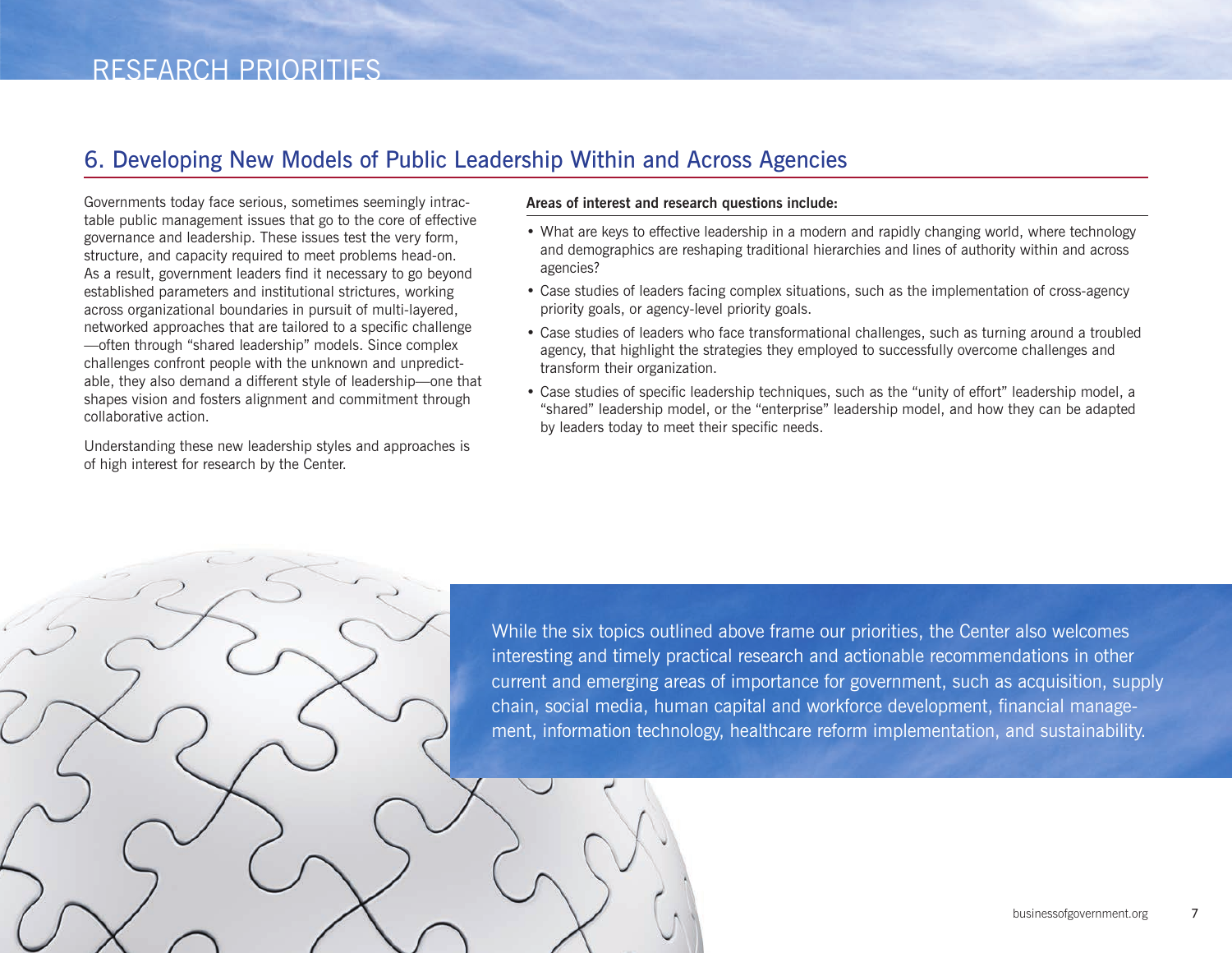# RESEARCH PRIORITIES

## 6. Developing New Models of Public Leadership Within and Across Agencies

Governments today face serious, sometimes seemingly intractable public management issues that go to the core of effective governance and leadership. These issues test the very form, structure, and capacity required to meet problems head-on. As a result, government leaders find it necessary to go beyond established parameters and institutional strictures, working across organizational boundaries in pursuit of multi-layered, networked approaches that are tailored to a specific challenge—often through "shared leadership" models. Since complex challenges confront people with the unknown and unpredictable, they also demand a different style of leadership—one that shapes vision and fosters alignment and commitment through collaborative action.

Understanding these new leadership styles and approaches is of high interest for research by the Center.

**Areas of interest and research questions include:**

- What are keys to effective leadership in a modern and rapidly changing world, where technology and demographics are reshaping traditional hierarchies and lines of authority within and across agencies?
- Case studies of leaders facing complex situations, such as the implementation of cross-agency priority goals, or agency-level priority goals.
- Case studies of leaders who face transformational challenges, such as turning around a troubled agency, that highlight the strategies they employed to successfully overcome challenges and transform their organization.
- Case studies of specific leadership techniques, such as the "unity of effort" leadership model, a "shared" leadership model, or the "enterprise" leadership model, and how they can be adapted by leaders today to meet their specific needs.

While the six topics outlined above frame our priorities, the Center also welcomes interesting and timely practical research and actionable recommendations in other current and emerging areas of importance for government, such as acquisition, supply chain, social media, human capital and workforce development, financial management, information technology, healthcare reform implementation, and sustainability.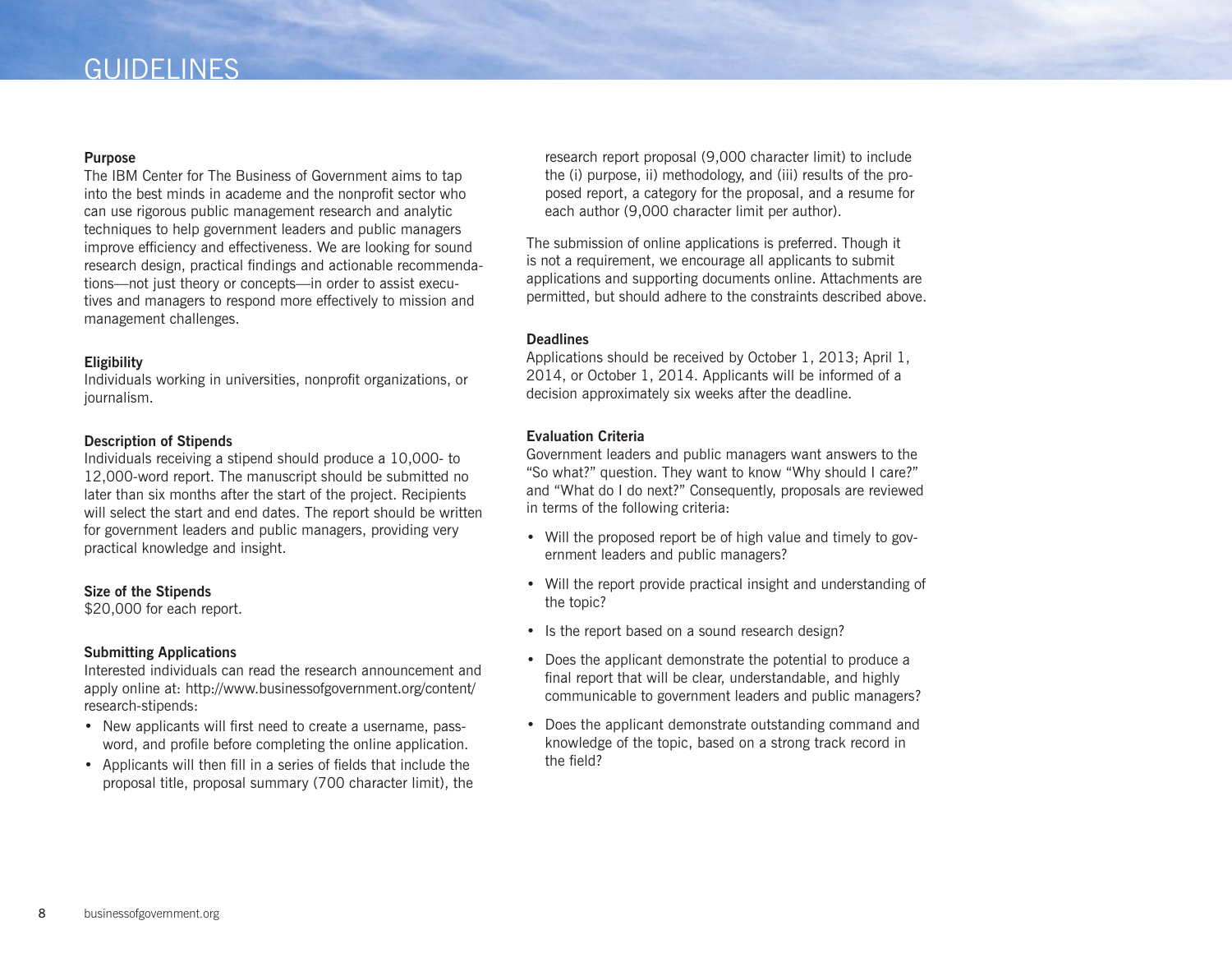# GUIDELINES

### Purpose

The IBM Center for The Business of Government aims to tap into the best minds in academe and the nonprofit sector who can use rigorous public management research and analytic techniques to help government leaders and public managers improve efficiency and effectiveness. We are looking for sound research design, practical findings and actionable recommendations—not just theory or concepts—in order to assist executives and managers to respond more effectively to mission and management challenges.

### Eligibility

Individuals working in universities, nonprofit organizations, or journalism.

### Description of Stipends

Individuals receiving a stipend should produce a 10,000- to 12,000-word report. The manuscript should be submitted no later than six months after the start of the project. Recipients will select the start and end dates. The report should be written for government leaders and public managers, providing very practical knowledge and insight.

### Size of the Stipends

$20,000 for each report.

### Submitting Applications

Interested individuals can read the research announcement and apply online at: http://www.businessofgovernment.org/content/research-stipends:

- New applicants will first need to create a username, password, and profile before completing the online application.
- Applicants will then fill in a series of fields that include the proposal title, proposal summary (700 character limit), the research report proposal (9,000 character limit) to include the (i) purpose, ii) methodology, and (iii) results of the proposed report, a category for the proposal, and a resume for each author (9,000 character limit per author).

The submission of online applications is preferred. Though it is not a requirement, we encourage all applicants to submit applications and supporting documents online. Attachments are permitted, but should adhere to the constraints described above.

### Deadlines

Applications should be received by October 1, 2013; April 1, 2014, or October 1, 2014. Applicants will be informed of a decision approximately six weeks after the deadline.

### Evaluation Criteria

Government leaders and public managers want answers to the "So what?" question. They want to know "Why should I care?" and "What do I do next?" Consequently, proposals are reviewed in terms of the following criteria:

- Will the proposed report be of high value and timely to government leaders and public managers?
- Will the report provide practical insight and understanding of the topic?
- Is the report based on a sound research design?
- Does the applicant demonstrate the potential to produce a final report that will be clear, understandable, and highly communicable to government leaders and public managers?
- Does the applicant demonstrate outstanding command and knowledge of the topic, based on a strong track record in the field?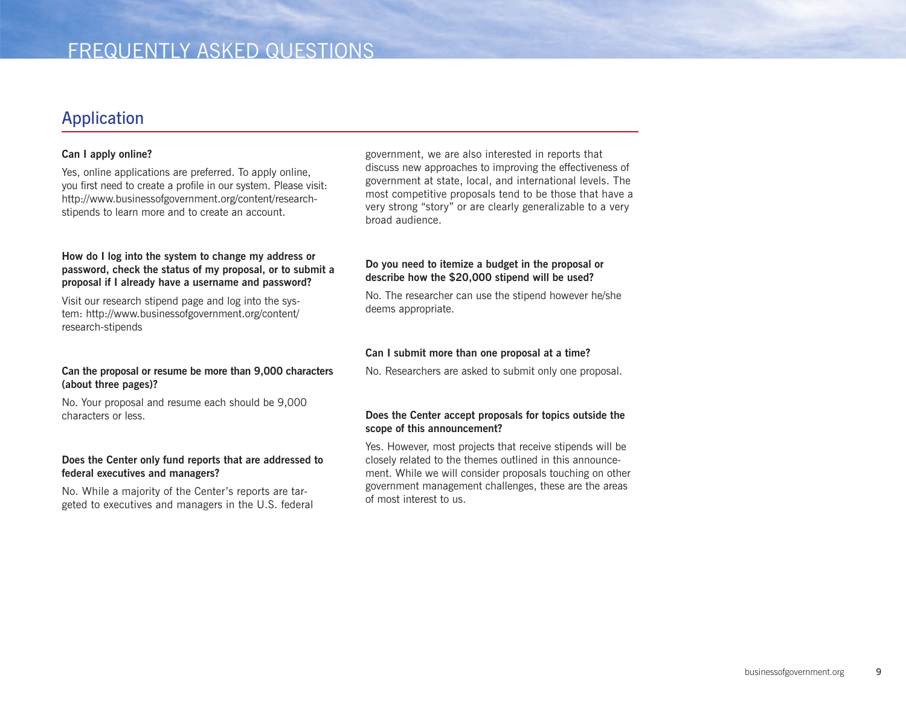# FREQUENTLY ASKED QUESTIONS

## Application

**Can I apply online?**

Yes, online applications are preferred. To apply online, you first need to create a profile in our system. Please visit: http://www.businessofgovernment.org/content/research-stipends to learn more and to create an account.

**How do I log into the system to change my address or password, check the status of my proposal, or to submit a proposal if I already have a username and password?**

Visit our research stipend page and log into the system: http://www.businessofgovernment.org/content/research-stipends

**Can the proposal or resume be more than 9,000 characters (about three pages)?**

No. Your proposal and resume each should be 9,000 characters or less.

**Does the Center only fund reports that are addressed to federal executives and managers?**

No. While a majority of the Center's reports are targeted to executives and managers in the U.S. federal government, we are also interested in reports that discuss new approaches to improving the effectiveness of government at state, local, and international levels. The most competitive proposals tend to be those that have a very strong "story" or are clearly generalizable to a very broad audience.

**Do you need to itemize a budget in the proposal or describe how the $20,000 stipend will be used?**

No. The researcher can use the stipend however he/she deems appropriate.

**Can I submit more than one proposal at a time?**

No. Researchers are asked to submit only one proposal.

**Does the Center accept proposals for topics outside the scope of this announcement?**

Yes. However, most projects that receive stipends will be closely related to the themes outlined in this announcement. While we will consider proposals touching on other government management challenges, these are the areas of most interest to us.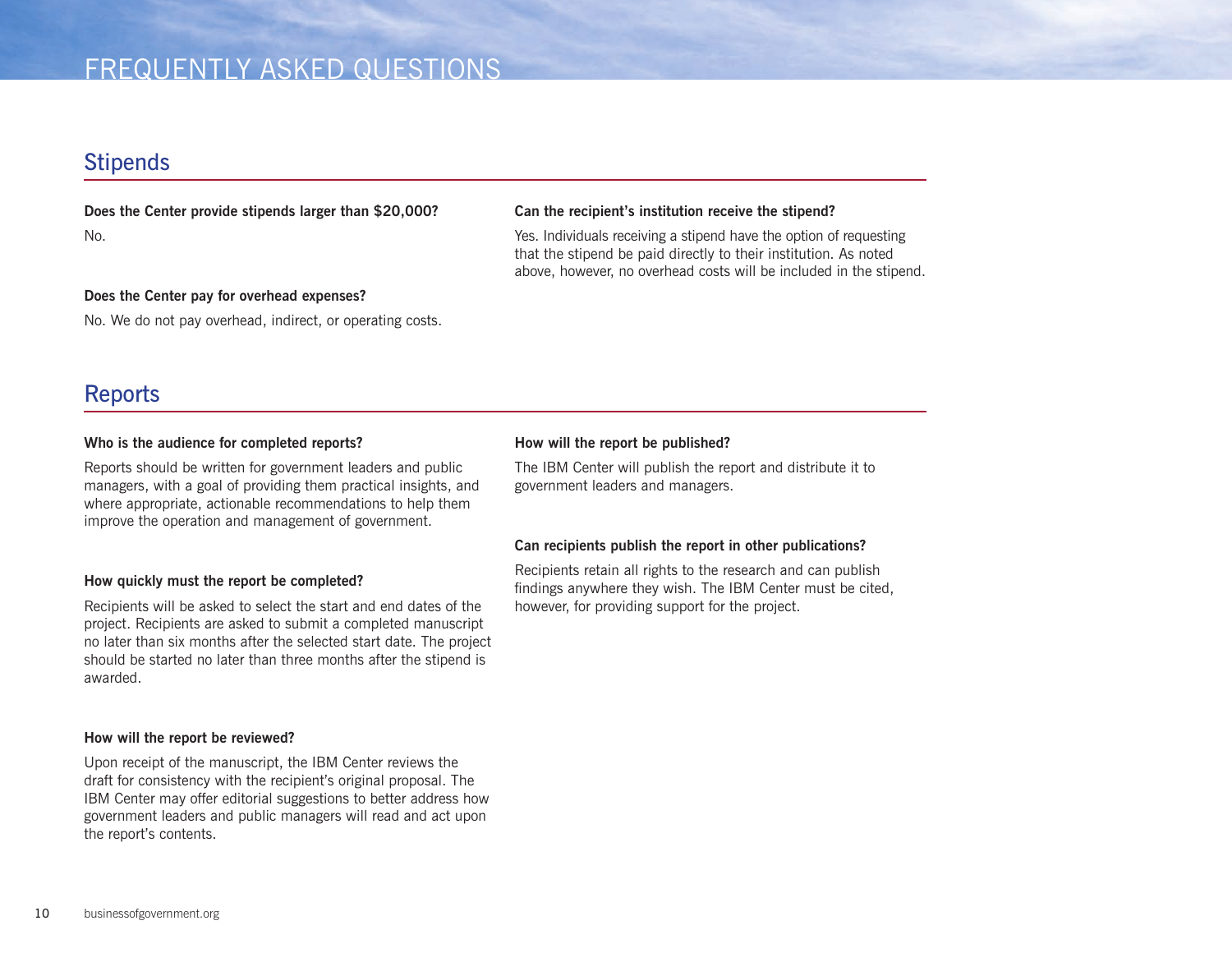# FREQUENTLY ASKED QUESTIONS

## Stipends

**Does the Center provide stipends larger than $20,000?**

No.

**Does the Center pay for overhead expenses?**

No. We do not pay overhead, indirect, or operating costs.

**Can the recipient's institution receive the stipend?**

Yes. Individuals receiving a stipend have the option of requesting that the stipend be paid directly to their institution. As noted above, however, no overhead costs will be included in the stipend.

## Reports

**Who is the audience for completed reports?**

Reports should be written for government leaders and public managers, with a goal of providing them practical insights, and where appropriate, actionable recommendations to help them improve the operation and management of government.

**How quickly must the report be completed?**

Recipients will be asked to select the start and end dates of the project. Recipients are asked to submit a completed manuscript no later than six months after the selected start date. The project should be started no later than three months after the stipend is awarded.

**How will the report be reviewed?**

Upon receipt of the manuscript, the IBM Center reviews the draft for consistency with the recipient's original proposal. The IBM Center may offer editorial suggestions to better address how government leaders and public managers will read and act upon the report's contents.

**How will the report be published?**

The IBM Center will publish the report and distribute it to government leaders and managers.

**Can recipients publish the report in other publications?**

Recipients retain all rights to the research and can publish findings anywhere they wish. The IBM Center must be cited, however, for providing support for the project.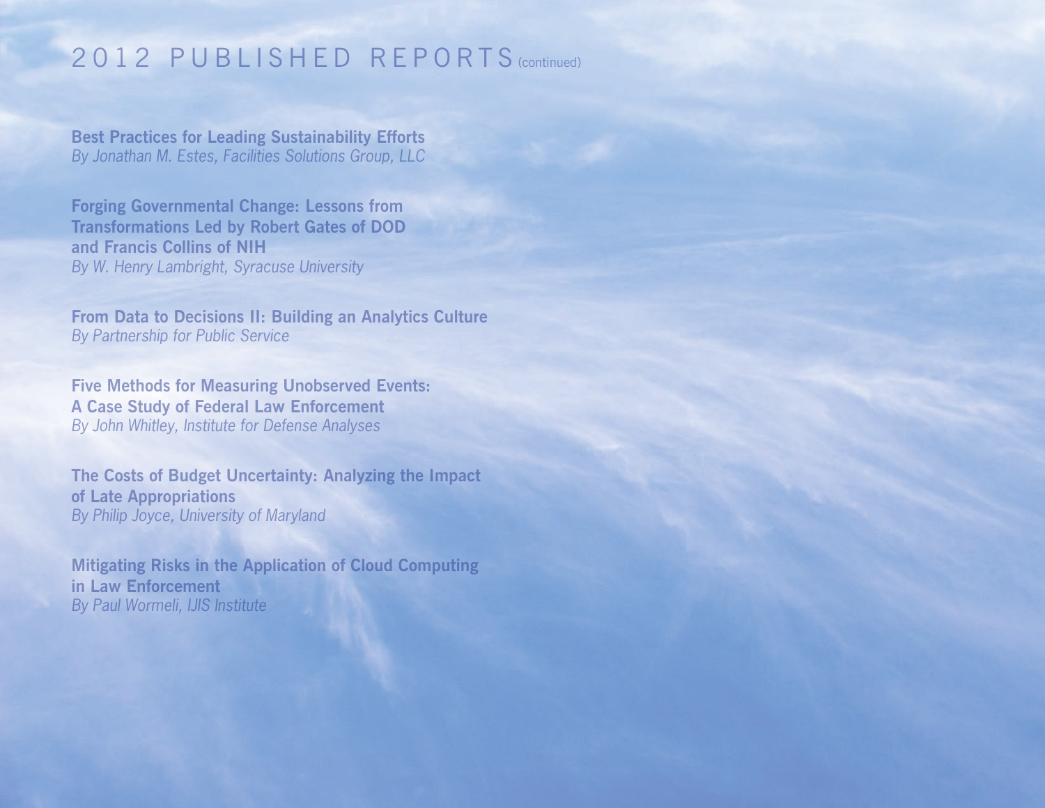# 2012 PUBLISHED REPORTS (continued)

**Best Practices for Leading Sustainability Efforts**
*By Jonathan M. Estes, Facilities Solutions Group, LLC*

**Forging Governmental Change: Lessons from Transformations Led by Robert Gates of DOD and Francis Collins of NIH**
*By W. Henry Lambright, Syracuse University*

**From Data to Decisions II: Building an Analytics Culture**
*By Partnership for Public Service*

**Five Methods for Measuring Unobserved Events: A Case Study of Federal Law Enforcement**
*By John Whitley, Institute for Defense Analyses*

**The Costs of Budget Uncertainty: Analyzing the Impact of Late Appropriations**
*By Philip Joyce, University of Maryland*

**Mitigating Risks in the Application of Cloud Computing in Law Enforcement**
*By Paul Wormeli, IJIS Institute*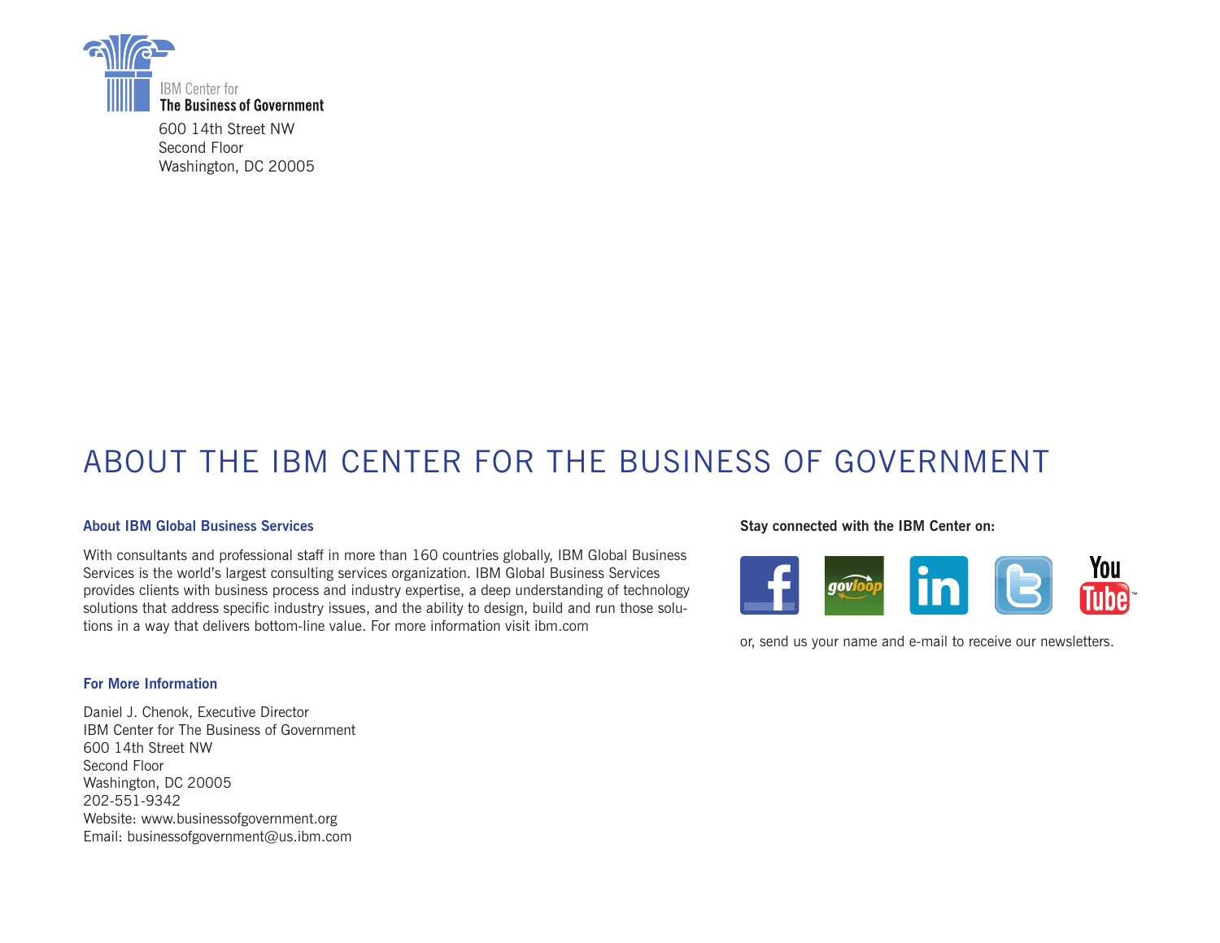IBM Center for
**The Business of Government**

600 14th Street NW
Second Floor
Washington, DC 20005

# ABOUT THE IBM CENTER FOR THE BUSINESS OF GOVERNMENT

### About IBM Global Business Services

With consultants and professional staff in more than 160 countries globally, IBM Global Business Services is the world's largest consulting services organization. IBM Global Business Services provides clients with business process and industry expertise, a deep understanding of technology solutions that address specific industry issues, and the ability to design, build and run those solutions in a way that delivers bottom-line value. For more information visit ibm.com

### For More Information

Daniel J. Chenok, Executive Director
IBM Center for The Business of Government
600 14th Street NW
Second Floor
Washington, DC 20005
202-551-9342
Website: www.businessofgovernment.org
Email: businessofgovernment@us.ibm.com

**Stay connected with the IBM Center on:**

or, send us your name and e-mail to receive our newsletters.